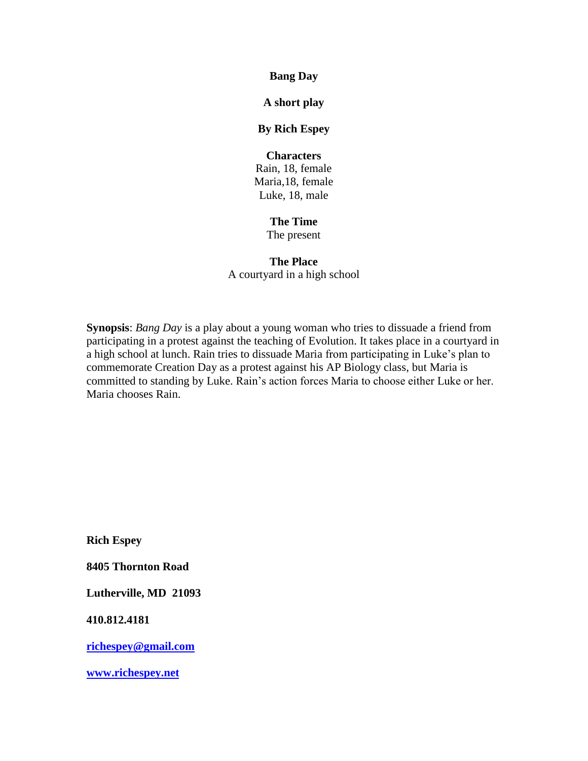# Bang Day

**A short play**

**By Rich Espey**

**Characters**

Rain, 18, female
Maria,18, female
Luke, 18, male

**The Time**

The present

**The Place**

A courtyard in a high school

**Synopsis**: *Bang Day* is a play about a young woman who tries to dissuade a friend from participating in a protest against the teaching of Evolution. It takes place in a courtyard in a high school at lunch. Rain tries to dissuade Maria from participating in Luke's plan to commemorate Creation Day as a protest against his AP Biology class, but Maria is committed to standing by Luke. Rain's action forces Maria to choose either Luke or her. Maria chooses Rain.

**Rich Espey**

**8405 Thornton Road**

**Lutherville, MD 21093**

**410.812.4181**

**richespey@gmail.com**

**www.richespey.net**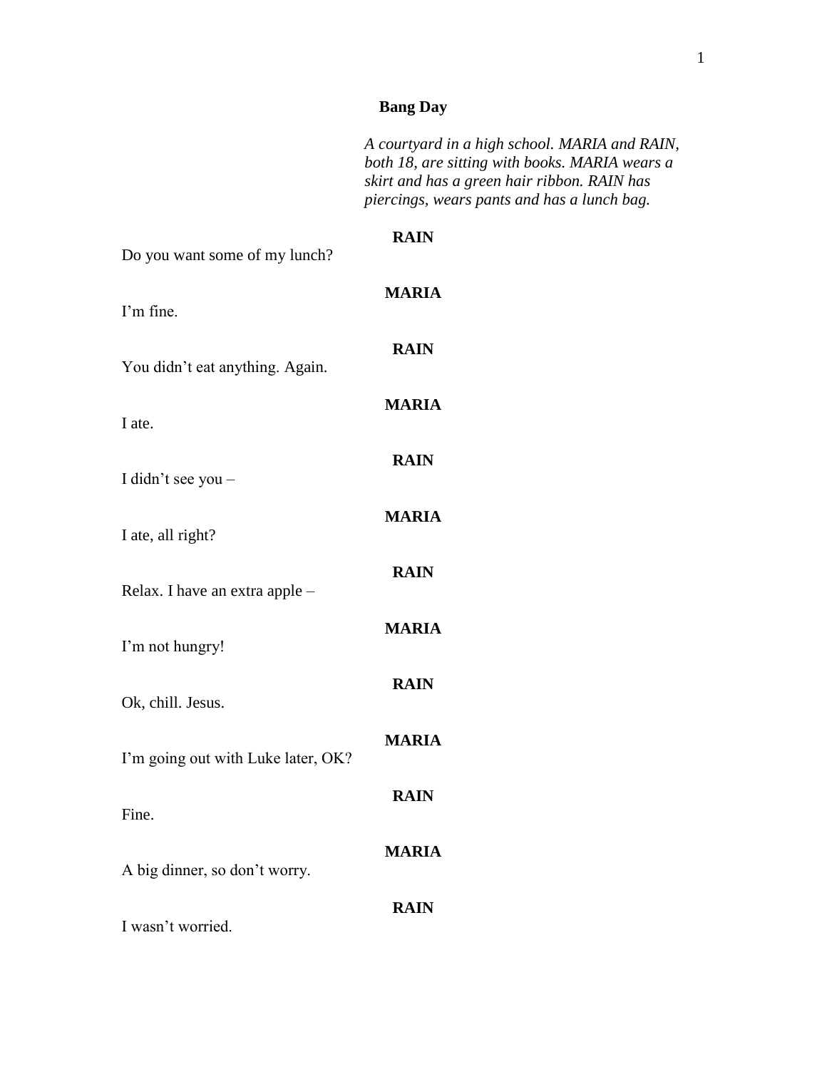# Bang Day

*A courtyard in a high school. MARIA and RAIN, both 18, are sitting with books. MARIA wears a skirt and has a green hair ribbon. RAIN has piercings, wears pants and has a lunch bag.*

**RAIN**

Do you want some of my lunch?

**MARIA**

I'm fine.

**RAIN**

You didn't eat anything. Again.

**MARIA**

I ate.

**RAIN**

I didn't see you –

**MARIA**

I ate, all right?

**RAIN**

Relax. I have an extra apple –

**MARIA**

I'm not hungry!

**RAIN**

Ok, chill. Jesus.

**MARIA**

I'm going out with Luke later, OK?

**RAIN**

Fine.

**MARIA**

A big dinner, so don't worry.

**RAIN**

I wasn't worried.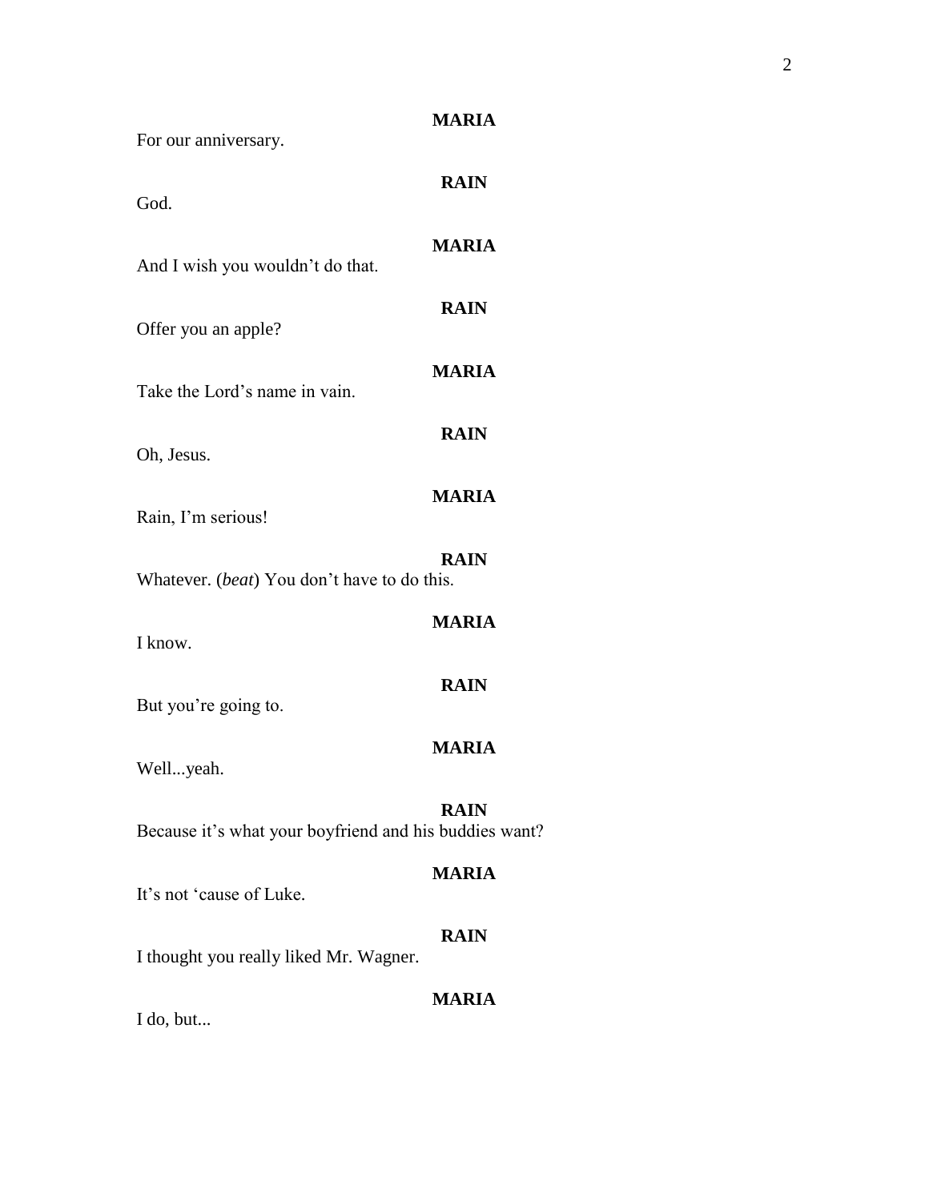**MARIA**

For our anniversary.

**RAIN**

God.

**MARIA**

And I wish you wouldn't do that.

**RAIN**

Offer you an apple?

**MARIA**

Take the Lord's name in vain.

**RAIN**

Oh, Jesus.

**MARIA**

Rain, I'm serious!

**RAIN**

Whatever. (*beat*) You don't have to do this.

**MARIA**

I know.

**RAIN**

But you're going to.

**MARIA**

Well...yeah.

**RAIN**

Because it's what your boyfriend and his buddies want?

**MARIA**

It's not 'cause of Luke.

**RAIN**

I thought you really liked Mr. Wagner.

**MARIA**

I do, but...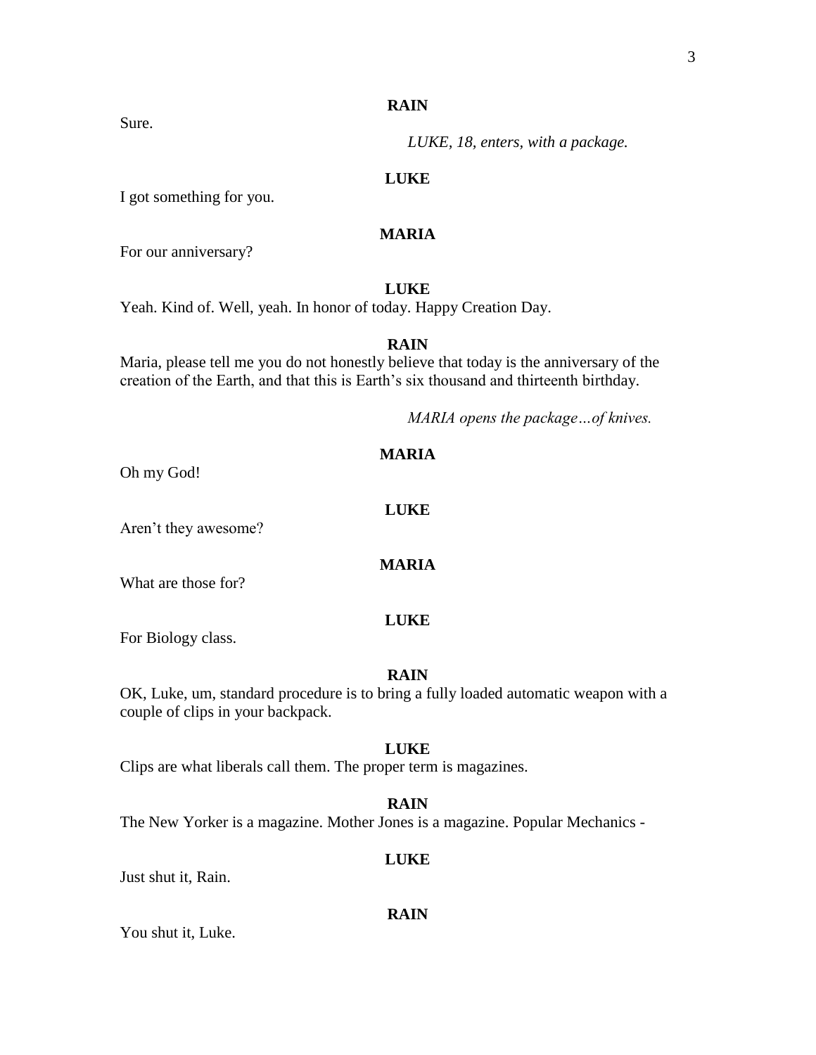**RAIN**

Sure.

*LUKE, 18, enters, with a package.*

**LUKE**

I got something for you.

**MARIA**

For our anniversary?

**LUKE**

Yeah. Kind of. Well, yeah. In honor of today. Happy Creation Day.

**RAIN**

Maria, please tell me you do not honestly believe that today is the anniversary of the creation of the Earth, and that this is Earth's six thousand and thirteenth birthday.

*MARIA opens the package…of knives.*

**MARIA**

Oh my God!

**LUKE**

Aren't they awesome?

**MARIA**

What are those for?

**LUKE**

For Biology class.

**RAIN**

OK, Luke, um, standard procedure is to bring a fully loaded automatic weapon with a couple of clips in your backpack.

**LUKE**

Clips are what liberals call them. The proper term is magazines.

**RAIN**

The New Yorker is a magazine. Mother Jones is a magazine. Popular Mechanics -

**LUKE**

Just shut it, Rain.

**RAIN**

You shut it, Luke.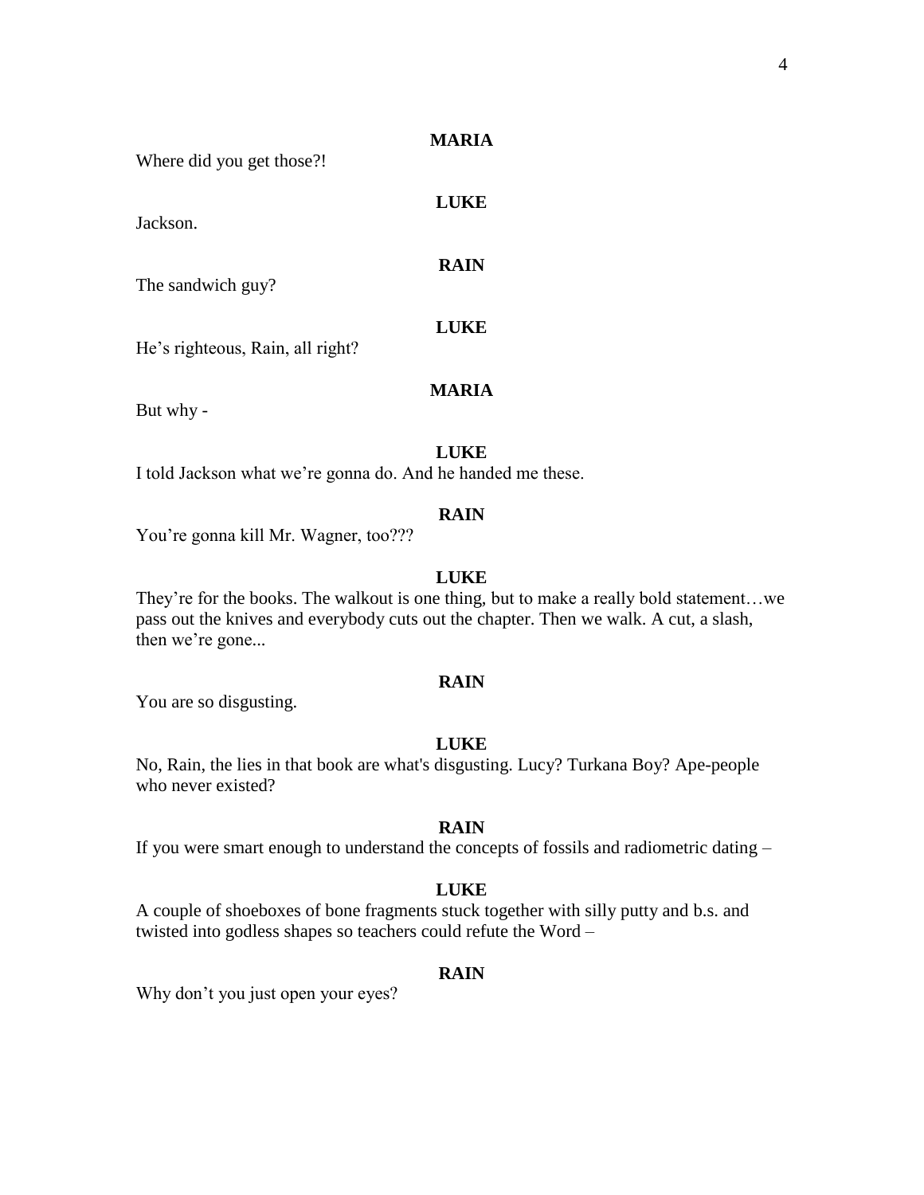**MARIA**

Where did you get those?!

**LUKE**

Jackson.

**RAIN**

The sandwich guy?

**LUKE**

He's righteous, Rain, all right?

**MARIA**

But why -

**LUKE**

I told Jackson what we're gonna do. And he handed me these.

**RAIN**

You're gonna kill Mr. Wagner, too???

**LUKE**

They're for the books. The walkout is one thing, but to make a really bold statement…we pass out the knives and everybody cuts out the chapter. Then we walk. A cut, a slash, then we're gone...

**RAIN**

You are so disgusting.

**LUKE**

No, Rain, the lies in that book are what's disgusting. Lucy? Turkana Boy? Ape-people who never existed?

**RAIN**

If you were smart enough to understand the concepts of fossils and radiometric dating –

**LUKE**

A couple of shoeboxes of bone fragments stuck together with silly putty and b.s. and twisted into godless shapes so teachers could refute the Word –

**RAIN**

Why don't you just open your eyes?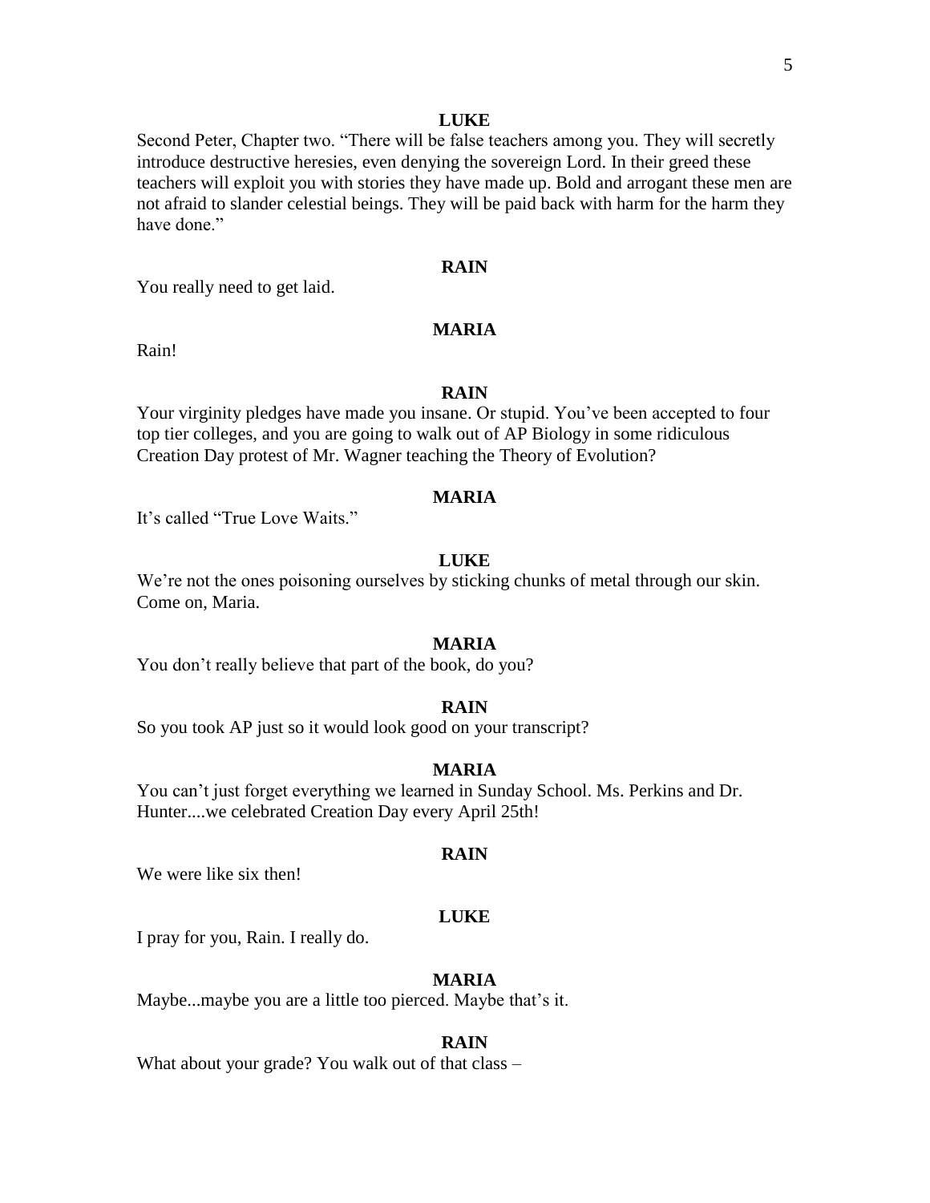**LUKE**

Second Peter, Chapter two. "There will be false teachers among you. They will secretly introduce destructive heresies, even denying the sovereign Lord. In their greed these teachers will exploit you with stories they have made up. Bold and arrogant these men are not afraid to slander celestial beings. They will be paid back with harm for the harm they have done."

**RAIN**

You really need to get laid.

**MARIA**

Rain!

**RAIN**

Your virginity pledges have made you insane. Or stupid. You've been accepted to four top tier colleges, and you are going to walk out of AP Biology in some ridiculous Creation Day protest of Mr. Wagner teaching the Theory of Evolution?

**MARIA**

It's called "True Love Waits."

**LUKE**

We're not the ones poisoning ourselves by sticking chunks of metal through our skin. Come on, Maria.

**MARIA**

You don't really believe that part of the book, do you?

**RAIN**

So you took AP just so it would look good on your transcript?

**MARIA**

You can't just forget everything we learned in Sunday School. Ms. Perkins and Dr. Hunter....we celebrated Creation Day every April 25th!

**RAIN**

We were like six then!

**LUKE**

I pray for you, Rain. I really do.

**MARIA**

Maybe...maybe you are a little too pierced. Maybe that's it.

**RAIN**

What about your grade? You walk out of that class –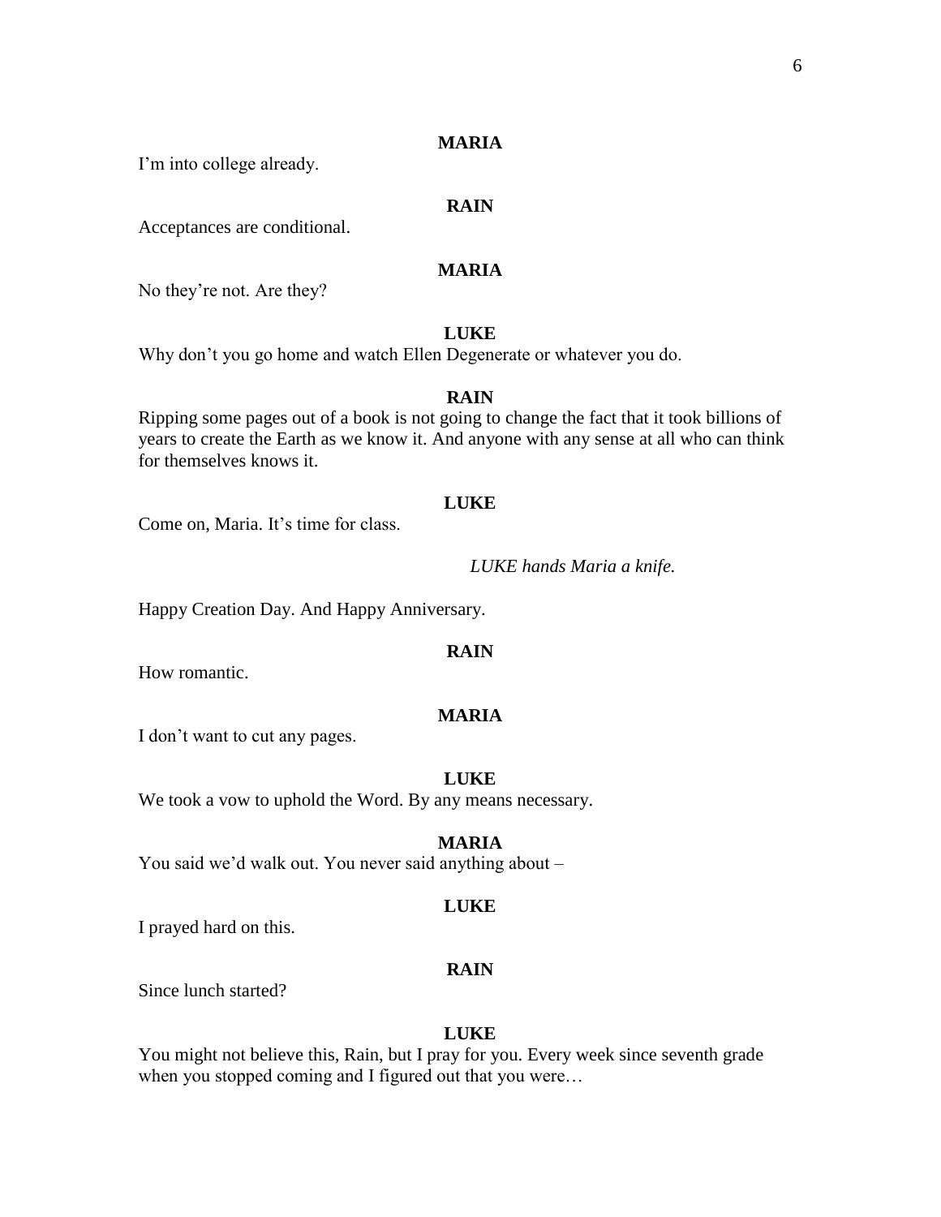**MARIA**

I'm into college already.

**RAIN**

Acceptances are conditional.

**MARIA**

No they're not. Are they?

**LUKE**

Why don't you go home and watch Ellen Degenerate or whatever you do.

**RAIN**

Ripping some pages out of a book is not going to change the fact that it took billions of years to create the Earth as we know it. And anyone with any sense at all who can think for themselves knows it.

**LUKE**

Come on, Maria. It's time for class.

*LUKE hands Maria a knife.*

Happy Creation Day. And Happy Anniversary.

**RAIN**

How romantic.

**MARIA**

I don't want to cut any pages.

**LUKE**

We took a vow to uphold the Word. By any means necessary.

**MARIA**

You said we'd walk out. You never said anything about –

**LUKE**

I prayed hard on this.

**RAIN**

Since lunch started?

**LUKE**

You might not believe this, Rain, but I pray for you. Every week since seventh grade when you stopped coming and I figured out that you were…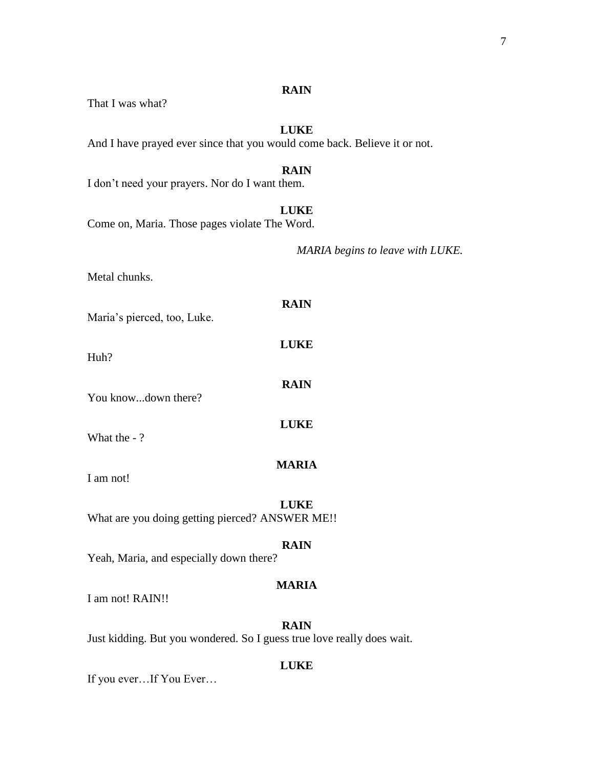**RAIN**

That I was what?

**LUKE**

And I have prayed ever since that you would come back. Believe it or not.

**RAIN**

I don't need your prayers. Nor do I want them.

**LUKE**

Come on, Maria. Those pages violate The Word.

*MARIA begins to leave with LUKE.*

Metal chunks.

**RAIN**

Maria's pierced, too, Luke.

**LUKE**

Huh?

**RAIN**

You know...down there?

**LUKE**

What the - ?

**MARIA**

I am not!

**LUKE**

What are you doing getting pierced? ANSWER ME!!

**RAIN**

Yeah, Maria, and especially down there?

**MARIA**

I am not! RAIN!!

**RAIN**

Just kidding. But you wondered. So I guess true love really does wait.

**LUKE**

If you ever…If You Ever…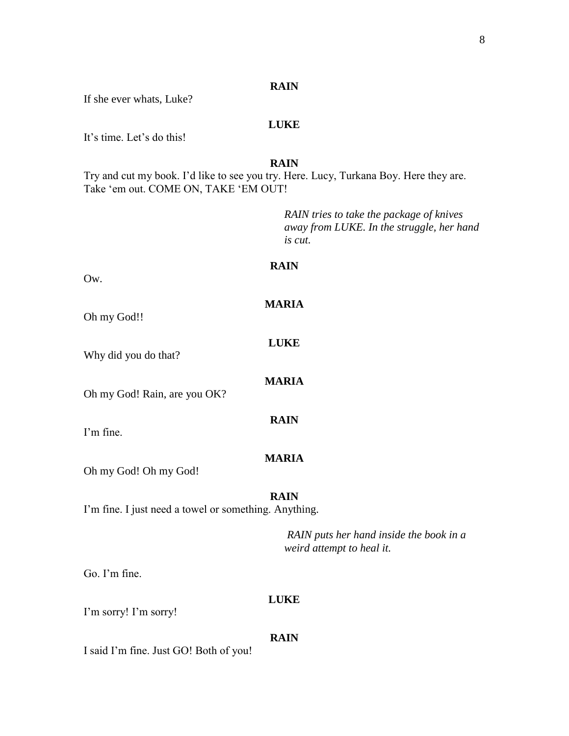**RAIN**

If she ever whats, Luke?

**LUKE**

It's time. Let's do this!

**RAIN**

Try and cut my book. I'd like to see you try. Here. Lucy, Turkana Boy. Here they are. Take 'em out. COME ON, TAKE 'EM OUT!

*RAIN tries to take the package of knives away from LUKE. In the struggle, her hand is cut.*

**RAIN**

Ow.

**MARIA**

Oh my God!!

**LUKE**

Why did you do that?

**MARIA**

Oh my God! Rain, are you OK?

**RAIN**

I'm fine.

**MARIA**

Oh my God! Oh my God!

**RAIN**

I'm fine. I just need a towel or something. Anything.

*RAIN puts her hand inside the book in a weird attempt to heal it.*

Go. I'm fine.

**LUKE**

I'm sorry! I'm sorry!

**RAIN**

I said I'm fine. Just GO! Both of you!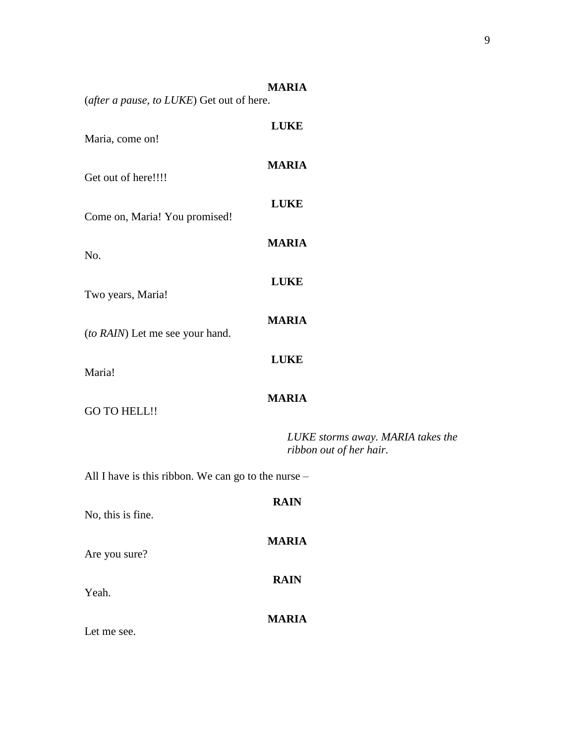**MARIA**

(*after a pause, to LUKE*) Get out of here.

**LUKE**

Maria, come on!

**MARIA**

Get out of here!!!!

**LUKE**

Come on, Maria! You promised!

**MARIA**

No.

**LUKE**

Two years, Maria!

**MARIA**

(*to RAIN*) Let me see your hand.

**LUKE**

Maria!

**MARIA**

GO TO HELL!!

*LUKE storms away. MARIA takes the ribbon out of her hair.*

All I have is this ribbon. We can go to the nurse –

**RAIN**

No, this is fine.

**MARIA**

Are you sure?

**RAIN**

Yeah.

**MARIA**

Let me see.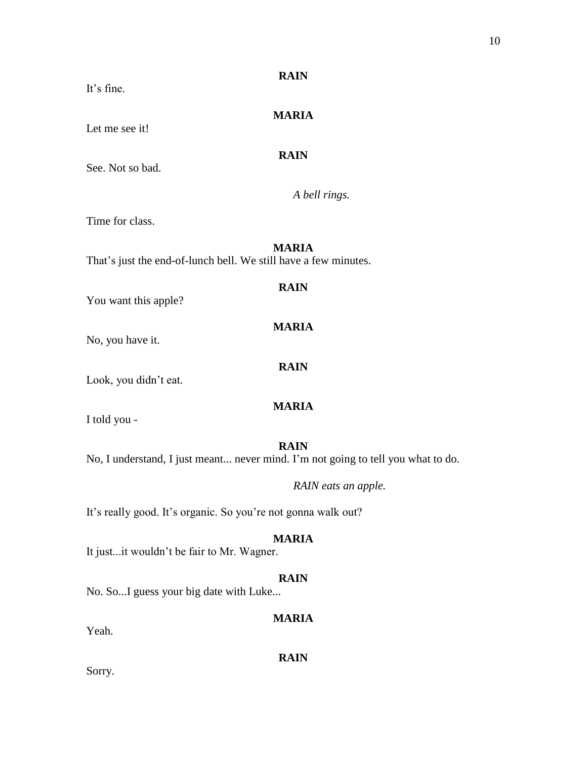**RAIN**

It's fine.

**MARIA**

Let me see it!

**RAIN**

See. Not so bad.

*A bell rings.*

Time for class.

**MARIA**

That's just the end-of-lunch bell. We still have a few minutes.

**RAIN**

You want this apple?

**MARIA**

No, you have it.

**RAIN**

Look, you didn't eat.

**MARIA**

I told you -

**RAIN**

No, I understand, I just meant... never mind. I'm not going to tell you what to do.

*RAIN eats an apple.*

It's really good. It's organic. So you're not gonna walk out?

**MARIA**

It just...it wouldn't be fair to Mr. Wagner.

**RAIN**

No. So...I guess your big date with Luke...

**MARIA**

Yeah.

**RAIN**

Sorry.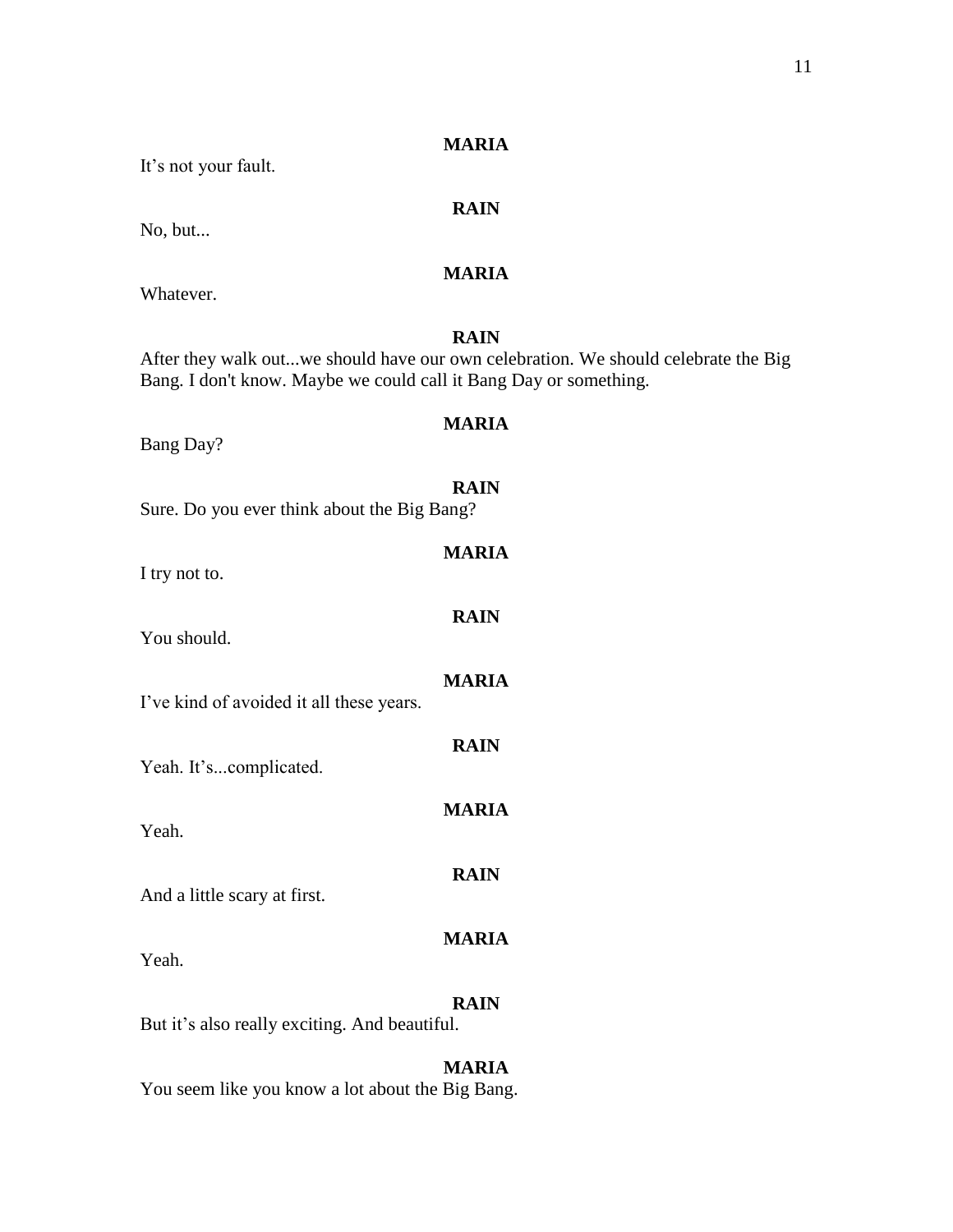**MARIA**

It's not your fault.

**RAIN**

No, but...

**MARIA**

Whatever.

**RAIN**

After they walk out...we should have our own celebration. We should celebrate the Big Bang. I don't know. Maybe we could call it Bang Day or something.

**MARIA**

Bang Day?

**RAIN**

Sure. Do you ever think about the Big Bang?

**MARIA**

I try not to.

**RAIN**

You should.

**MARIA**

I've kind of avoided it all these years.

**RAIN**

Yeah. It's...complicated.

**MARIA**

Yeah.

**RAIN**

And a little scary at first.

**MARIA**

Yeah.

**RAIN**

But it's also really exciting. And beautiful.

**MARIA**

You seem like you know a lot about the Big Bang.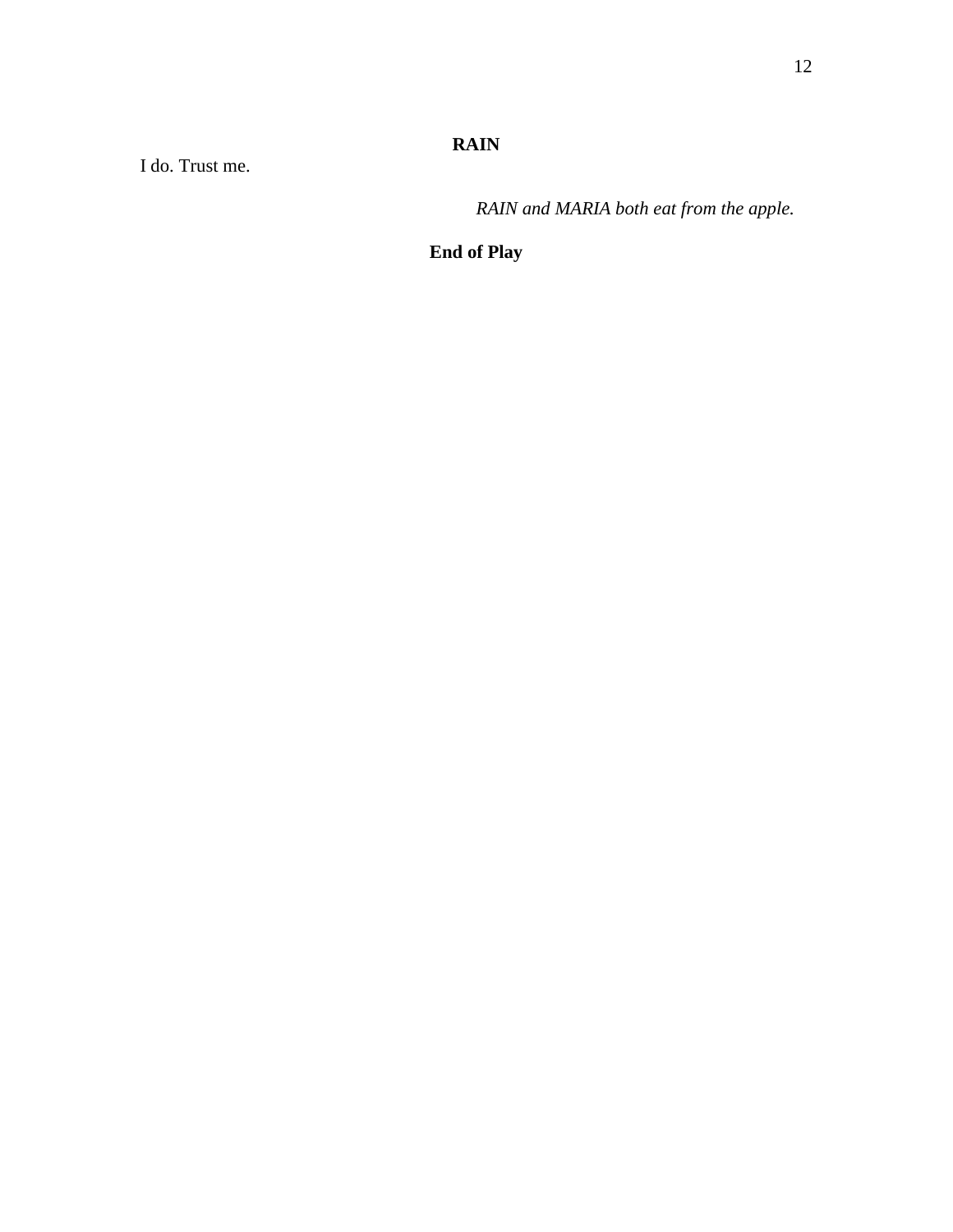**RAIN**

I do. Trust me.

*RAIN and MARIA both eat from the apple.*

**End of Play**